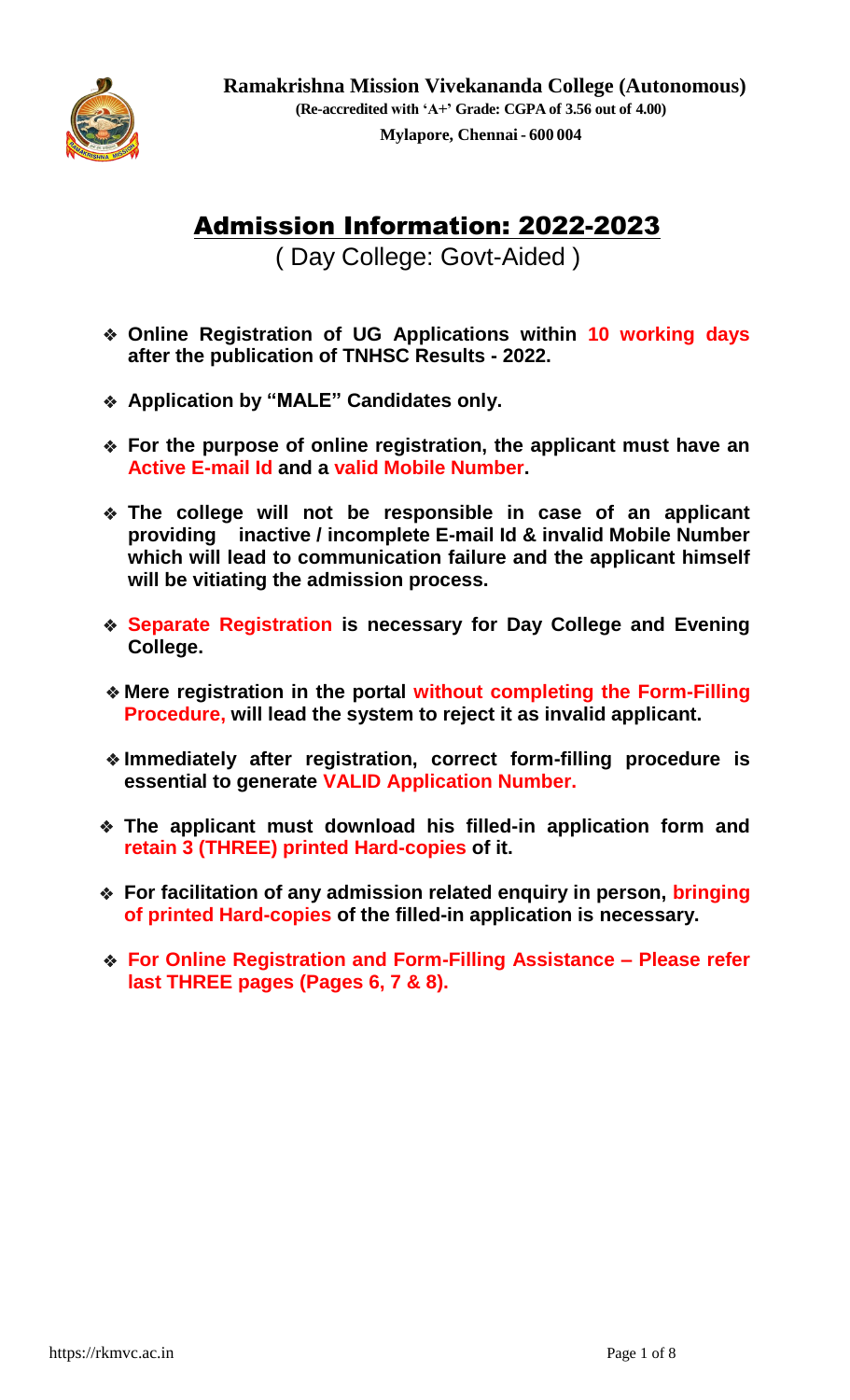**Ramakrishna Mission Vivekananda College (Autonomous)**

**(Re-accredited with 'A+' Grade: CGPA of 3.56 out of 4.00)**

**Mylapore, Chennai - 600 004**

# Admission Information: 2022-2023

( Day College: Govt-Aided )

- **Online Registration of UG Applications within 10 working days after the publication of TNHSC Results - 2022.**
- **Application by "MALE" Candidates only.**
- **For the purpose of online registration, the applicant must have an Active E-mail Id and a valid Mobile Number.**
- **The college will not be responsible in case of an applicant providing inactive / incomplete E-mail Id & invalid Mobile Number which will lead to communication failure and the applicant himself will be vitiating the admission process.**
- **Separate Registration is necessary for Day College and Evening College.**
- **Mere registration in the portal without completing the Form-Filling Procedure, will lead the system to reject it as invalid applicant.**
- **Immediately after registration, correct form-filling procedure is essential to generate VALID Application Number.**
- **The applicant must download his filled-in application form and retain 3 (THREE) printed Hard-copies of it.**
- **For facilitation of any admission related enquiry in person, bringing of printed Hard-copies of the filled-in application is necessary.**
- **For Online Registration and Form-Filling Assistance – Please refer last THREE pages (Pages 6, 7 & 8).**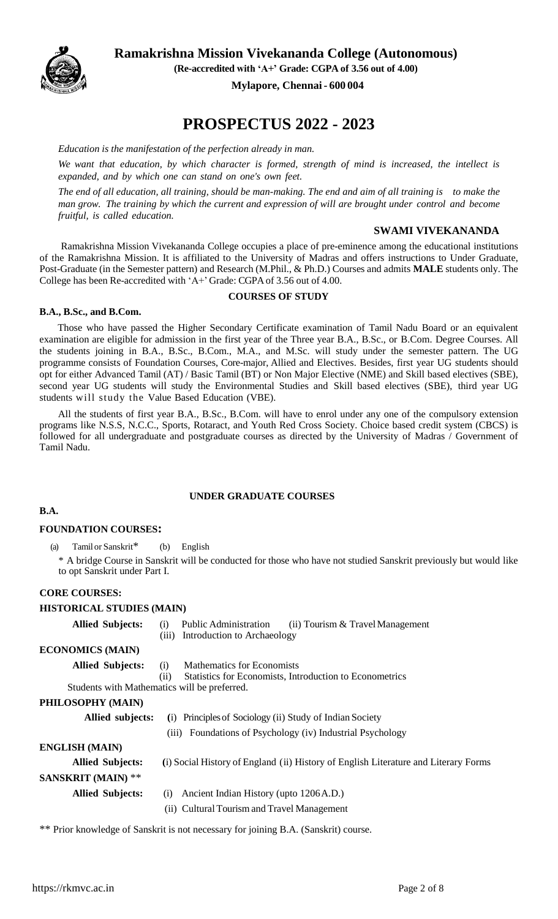# Ramakrishna Mission Vivekananda College (Autonomous)

**(Re-accredited with 'A+' Grade: CGPA of 3.56 out of 4.00)**

**Mylapore, Chennai - 600 004**

# PROSPECTUS 2022 - 2023

*Education is the manifestation of the perfection already in man.*

*We want that education, by which character is formed, strength of mind is increased, the intellect is expanded, and by which one can stand on one's own feet.*

*The end of all education, all training, should be man-making. The end and aim of all training is to make the man grow. The training by which the current and expression of will are brought under control and become fruitful, is called education.*

**SWAMI VIVEKANANDA**

Ramakrishna Mission Vivekananda College occupies a place of pre-eminence among the educational institutions of the Ramakrishna Mission. It is affiliated to the University of Madras and offers instructions to Under Graduate, Post-Graduate (in the Semester pattern) and Research (M.Phil., & Ph.D.) Courses and admits **MALE** students only. The College has been Re-accredited with 'A+' Grade: CGPA of 3.56 out of 4.00.

## COURSES OF STUDY

**B.A., B.Sc., and B.Com.**

Those who have passed the Higher Secondary Certificate examination of Tamil Nadu Board or an equivalent examination are eligible for admission in the first year of the Three year B.A., B.Sc., or B.Com. Degree Courses. All the students joining in B.A., B.Sc., B.Com., M.A., and M.Sc. will study under the semester pattern. The UG programme consists of Foundation Courses, Core-major, Allied and Electives. Besides, first year UG students should opt for either Advanced Tamil (AT) / Basic Tamil (BT) or Non Major Elective (NME) and Skill based electives (SBE), second year UG students will study the Environmental Studies and Skill based electives (SBE), third year UG students will study the Value Based Education (VBE).

All the students of first year B.A., B.Sc., B.Com. will have to enrol under any one of the compulsory extension programs like N.S.S, N.C.C., Sports, Rotaract, and Youth Red Cross Society. Choice based credit system (CBCS) is followed for all undergraduate and postgraduate courses as directed by the University of Madras / Government of Tamil Nadu.

## UNDER GRADUATE COURSES

### B.A.

**FOUNDATION COURSES:**

(a) Tamil or Sanskrit* (b) English

\* A bridge Course in Sanskrit will be conducted for those who have not studied Sanskrit previously but would like to opt Sanskrit under Part I.

**CORE COURSES:**

**HISTORICAL STUDIES (MAIN)**

**Allied Subjects:** (i) Public Administration (ii) Tourism & Travel Management (iii) Introduction to Archaeology

**ECONOMICS (MAIN)**

**Allied Subjects:** (i) Mathematics for Economists (ii) Statistics for Economists, Introduction to Econometrics

Students with Mathematics will be preferred.

**PHILOSOPHY (MAIN)**

**Allied subjects:** (i) Principles of Sociology (ii) Study of Indian Society (iii) Foundations of Psychology (iv) Industrial Psychology

**ENGLISH (MAIN)**

**Allied Subjects:** (i) Social History of England (ii) History of English Literature and Literary Forms

**SANSKRIT (MAIN)** **

**Allied Subjects:** (i) Ancient Indian History (upto 1206 A.D.) (ii) Cultural Tourism and Travel Management

** Prior knowledge of Sanskrit is not necessary for joining B.A. (Sanskrit) course.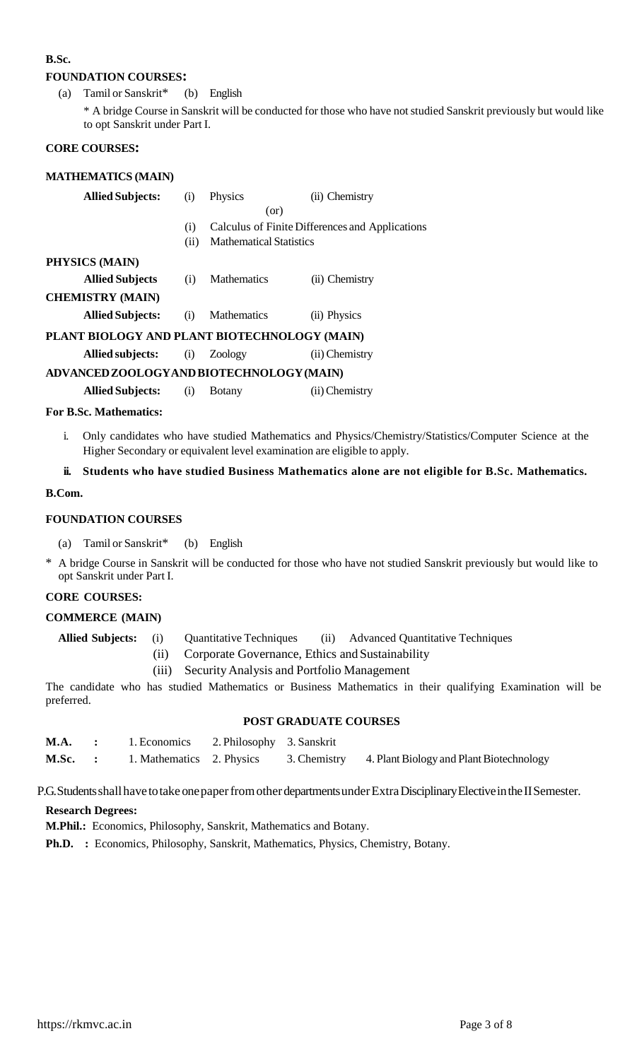**B.Sc.**

**FOUNDATION COURSES:**

(a) Tamil or Sanskrit* (b) English

\* A bridge Course in Sanskrit will be conducted for those who have not studied Sanskrit previously but would like to opt Sanskrit under Part I.

**CORE COURSES:**

**MATHEMATICS (MAIN)**

**Allied Subjects:** (i) Physics (ii) Chemistry

(or)

(i) Calculus of Finite Differences and Applications

(ii) Mathematical Statistics

**PHYSICS (MAIN)**

**Allied Subjects** (i) Mathematics (ii) Chemistry

**CHEMISTRY (MAIN)**

**Allied Subjects:** (i) Mathematics (ii) Physics

**PLANT BIOLOGY AND PLANT BIOTECHNOLOGY (MAIN)**

**Allied subjects:** (i) Zoology (ii) Chemistry

**ADVANCED ZOOLOGY AND BIOTECHNOLOGY (MAIN)**

**Allied Subjects:** (i) Botany (ii) Chemistry

**For B.Sc. Mathematics:**

i. Only candidates who have studied Mathematics and Physics/Chemistry/Statistics/Computer Science at the Higher Secondary or equivalent level examination are eligible to apply.

ii. **Students who have studied Business Mathematics alone are not eligible for B.Sc. Mathematics.**

**B.Com.**

**FOUNDATION COURSES**

(a) Tamil or Sanskrit* (b) English

\* A bridge Course in Sanskrit will be conducted for those who have not studied Sanskrit previously but would like to opt Sanskrit under Part I.

**CORE COURSES:**

**COMMERCE (MAIN)**

**Allied Subjects:** (i) Quantitative Techniques (ii) Advanced Quantitative Techniques

(ii) Corporate Governance, Ethics and Sustainability

(iii) Security Analysis and Portfolio Management

The candidate who has studied Mathematics or Business Mathematics in their qualifying Examination will be preferred.

**POST GRADUATE COURSES**

**M.A.** : 1. Economics 2. Philosophy 3. Sanskrit

**M.Sc.** : 1. Mathematics 2. Physics 3. Chemistry 4. Plant Biology and Plant Biotechnology

P.G. Students shall have to take one paper from other departments under Extra Disciplinary Elective in the II Semester.

**Research Degrees:**

**M.Phil.:** Economics, Philosophy, Sanskrit, Mathematics and Botany.

**Ph.D. :** Economics, Philosophy, Sanskrit, Mathematics, Physics, Chemistry, Botany.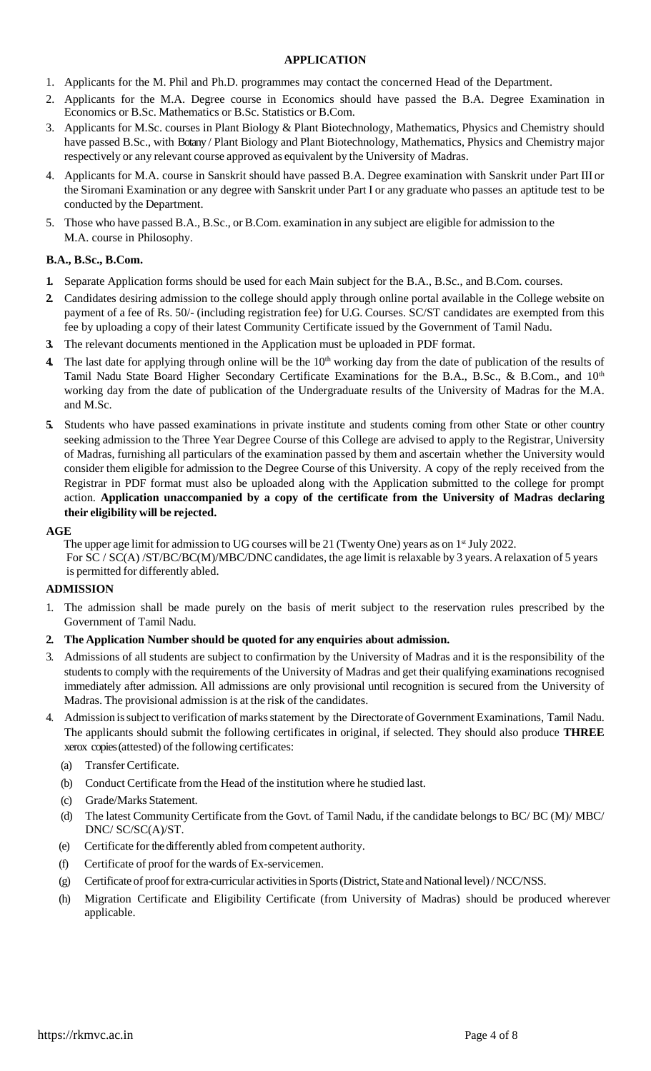## APPLICATION

1. Applicants for the M. Phil and Ph.D. programmes may contact the concerned Head of the Department.
2. Applicants for the M.A. Degree course in Economics should have passed the B.A. Degree Examination in Economics or B.Sc. Mathematics or B.Sc. Statistics or B.Com.
3. Applicants for M.Sc. courses in Plant Biology & Plant Biotechnology, Mathematics, Physics and Chemistry should have passed B.Sc., with Botany / Plant Biology and Plant Biotechnology, Mathematics, Physics and Chemistry major respectively or any relevant course approved as equivalent by the University of Madras.
4. Applicants for M.A. course in Sanskrit should have passed B.A. Degree examination with Sanskrit under Part III or the Siromani Examination or any degree with Sanskrit under Part I or any graduate who passes an aptitude test to be conducted by the Department.
5. Those who have passed B.A., B.Sc., or B.Com. examination in any subject are eligible for admission to the M.A. course in Philosophy.

### B.A., B.Sc., B.Com.

1. Separate Application forms should be used for each Main subject for the B.A., B.Sc., and B.Com. courses.
2. Candidates desiring admission to the college should apply through online portal available in the College website on payment of a fee of Rs. 50/- (including registration fee) for U.G. Courses. SC/ST candidates are exempted from this fee by uploading a copy of their latest Community Certificate issued by the Government of Tamil Nadu.
3. The relevant documents mentioned in the Application must be uploaded in PDF format.
4. The last date for applying through online will be the 10th working day from the date of publication of the results of Tamil Nadu State Board Higher Secondary Certificate Examinations for the B.A., B.Sc., & B.Com., and 10th working day from the date of publication of the Undergraduate results of the University of Madras for the M.A. and M.Sc.
5. Students who have passed examinations in private institute and students coming from other State or other country seeking admission to the Three Year Degree Course of this College are advised to apply to the Registrar, University of Madras, furnishing all particulars of the examination passed by them and ascertain whether the University would consider them eligible for admission to the Degree Course of this University. A copy of the reply received from the Registrar in PDF format must also be uploaded along with the Application submitted to the college for prompt action. **Application unaccompanied by a copy of the certificate from the University of Madras declaring their eligibility will be rejected.**

### AGE

The upper age limit for admission to UG courses will be 21 (Twenty One) years as on 1st July 2022.
For SC / SC(A) /ST/BC/BC(M)/MBC/DNC candidates, the age limit is relaxable by 3 years. A relaxation of 5 years is permitted for differently abled.

### ADMISSION

1. The admission shall be made purely on the basis of merit subject to the reservation rules prescribed by the Government of Tamil Nadu.
2. **The Application Number should be quoted for any enquiries about admission.**
3. Admissions of all students are subject to confirmation by the University of Madras and it is the responsibility of the students to comply with the requirements of the University of Madras and get their qualifying examinations recognised immediately after admission. All admissions are only provisional until recognition is secured from the University of Madras. The provisional admission is at the risk of the candidates.
4. Admission is subject to verification of marks statement by the Directorate of Government Examinations, Tamil Nadu. The applicants should submit the following certificates in original, if selected. They should also produce **THREE** xerox copies (attested) of the following certificates:
   (a) Transfer Certificate.
   (b) Conduct Certificate from the Head of the institution where he studied last.
   (c) Grade/Marks Statement.
   (d) The latest Community Certificate from the Govt. of Tamil Nadu, if the candidate belongs to BC/ BC (M)/ MBC/ DNC/ SC/SC(A)/ST.
   (e) Certificate for the differently abled from competent authority.
   (f) Certificate of proof for the wards of Ex-servicemen.
   (g) Certificate of proof for extra-curricular activities in Sports (District, State and National level) / NCC/NSS.
   (h) Migration Certificate and Eligibility Certificate (from University of Madras) should be produced wherever applicable.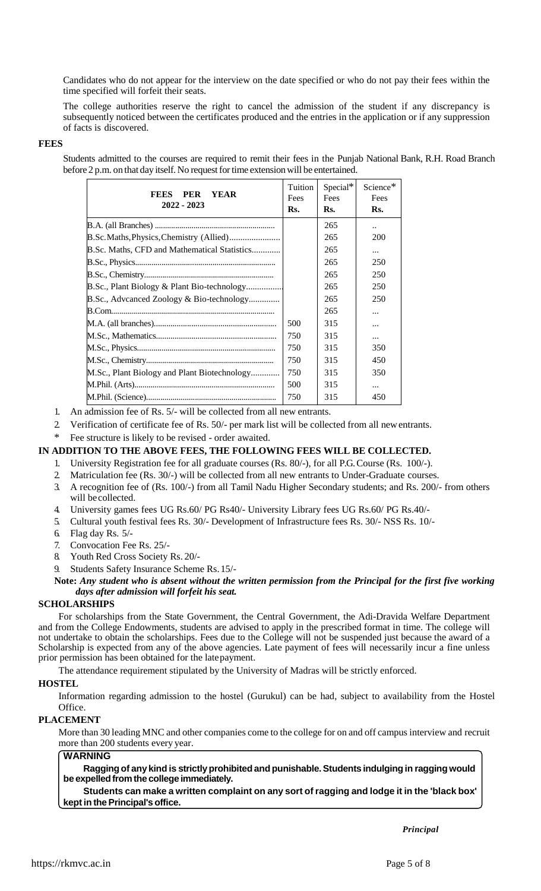Candidates who do not appear for the interview on the date specified or who do not pay their fees within the time specified will forfeit their seats.

The college authorities reserve the right to cancel the admission of the student if any discrepancy is subsequently noticed between the certificates produced and the entries in the application or if any suppression of facts is discovered.

## FEES

Students admitted to the courses are required to remit their fees in the Punjab National Bank, R.H. Road Branch before 2 p.m. on that day itself. No request for time extension will be entertained.

| FEES PER YEAR 2022 - 2023 | Tuition Fees Rs. | Special* Fees Rs. | Science* Fees Rs. |
|---|---|---|---|
| B.A. (all Branches) | | 265 | .. |
| B.Sc. Maths, Physics, Chemistry (Allied) | | 265 | 200 |
| B.Sc. Maths, CFD and Mathematical Statistics | | 265 | ... |
| B.Sc., Physics | | 265 | 250 |
| B.Sc., Chemistry | | 265 | 250 |
| B.Sc., Plant Biology & Plant Bio-technology | | 265 | 250 |
| B.Sc., Advcanced Zoology & Bio-technology | | 265 | 250 |
| B.Com. | | 265 | ... |
| M.A. (all branches) | 500 | 315 | ... |
| M.Sc., Mathematics | 750 | 315 | ... |
| M.Sc., Physics | 750 | 315 | 350 |
| M.Sc., Chemistry | 750 | 315 | 450 |
| M.Sc., Plant Biology and Plant Biotechnology | 750 | 315 | 350 |
| M.Phil. (Arts) | 500 | 315 | ... |
| M.Phil. (Science) | 750 | 315 | 450 |

1. An admission fee of Rs. 5/- will be collected from all new entrants.
2. Verification of certificate fee of Rs. 50/- per mark list will be collected from all new entrants.

\* Fee structure is likely to be revised - order awaited.

### IN ADDITION TO THE ABOVE FEES, THE FOLLOWING FEES WILL BE COLLECTED.

1. University Registration fee for all graduate courses (Rs. 80/-), for all P.G. Course (Rs. 100/-).
2. Matriculation fee (Rs. 30/-) will be collected from all new entrants to Under-Graduate courses.
3. A recognition fee of (Rs. 100/-) from all Tamil Nadu Higher Secondary students; and Rs. 200/- from others will be collected.
4. University games fees UG Rs.60/ PG Rs40/- University Library fees UG Rs.60/ PG Rs.40/-
5. Cultural youth festival fees Rs. 30/- Development of Infrastructure fees Rs. 30/- NSS Rs. 10/-
6. Flag day Rs. 5/-
7. Convocation Fee Rs. 25/-
8. Youth Red Cross Society Rs. 20/-
9. Students Safety Insurance Scheme Rs. 15/-

**Note:** ***Any student who is absent without the written permission from the Principal for the first five working days after admission will forfeit his seat.***

## SCHOLARSHIPS

For scholarships from the State Government, the Central Government, the Adi-Dravida Welfare Department and from the College Endowments, students are advised to apply in the prescribed format in time. The college will not undertake to obtain the scholarships. Fees due to the College will not be suspended just because the award of a Scholarship is expected from any of the above agencies. Late payment of fees will necessarily incur a fine unless prior permission has been obtained for the late payment.

The attendance requirement stipulated by the University of Madras will be strictly enforced.

## HOSTEL

Information regarding admission to the hostel (Gurukul) can be had, subject to availability from the Hostel Office.

## PLACEMENT

More than 30 leading MNC and other companies come to the college for on and off campus interview and recruit more than 200 students every year.

**WARNING**

**Ragging of any kind is strictly prohibited and punishable. Students indulging in ragging would be expelled from the college immediately.**

**Students can make a written complaint on any sort of ragging and lodge it in the 'black box' kept in the Principal's office.**

***Principal***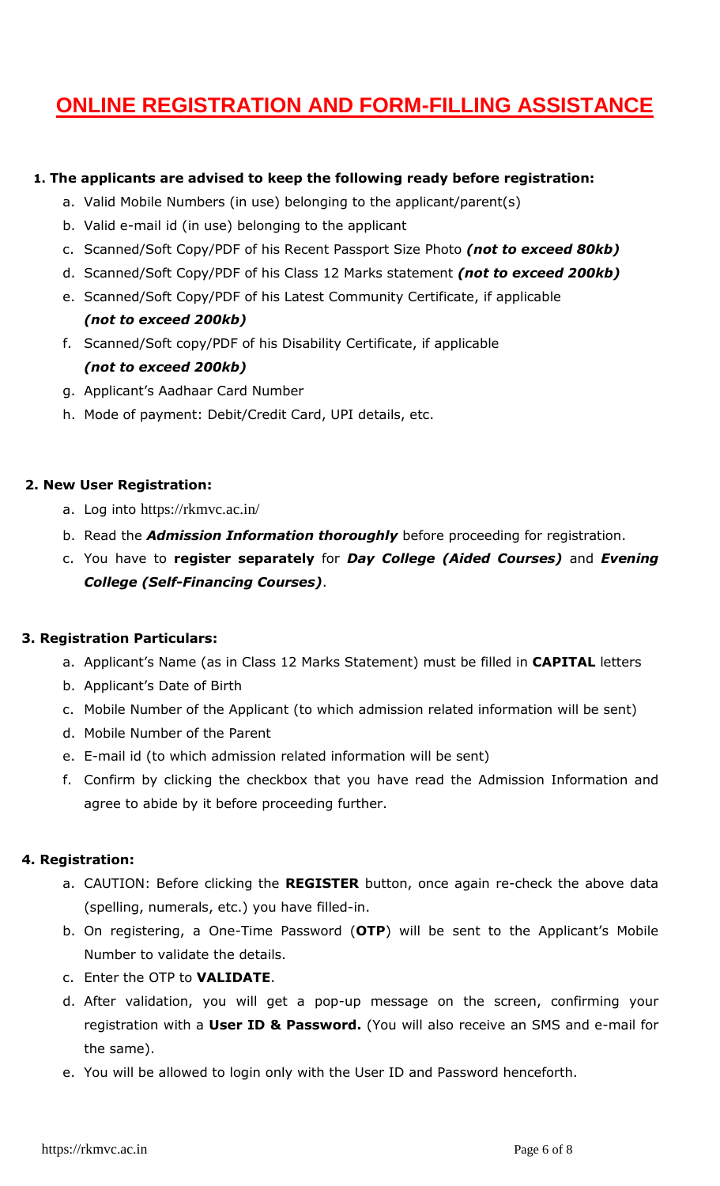# ONLINE REGISTRATION AND FORM-FILLING ASSISTANCE

**1. The applicants are advised to keep the following ready before registration:**

a. Valid Mobile Numbers (in use) belonging to the applicant/parent(s)

b. Valid e-mail id (in use) belonging to the applicant

c. Scanned/Soft Copy/PDF of his Recent Passport Size Photo ***(not to exceed 80kb)***

d. Scanned/Soft Copy/PDF of his Class 12 Marks statement ***(not to exceed 200kb)***

e. Scanned/Soft Copy/PDF of his Latest Community Certificate, if applicable ***(not to exceed 200kb)***

f. Scanned/Soft copy/PDF of his Disability Certificate, if applicable ***(not to exceed 200kb)***

g. Applicant's Aadhaar Card Number

h. Mode of payment: Debit/Credit Card, UPI details, etc.

**2. New User Registration:**

a. Log into https://rkmvc.ac.in/

b. Read the ***Admission Information thoroughly*** before proceeding for registration.

c. You have to **register separately** for ***Day College (Aided Courses)*** and ***Evening College (Self-Financing Courses)***.

**3. Registration Particulars:**

a. Applicant's Name (as in Class 12 Marks Statement) must be filled in **CAPITAL** letters

b. Applicant's Date of Birth

c. Mobile Number of the Applicant (to which admission related information will be sent)

d. Mobile Number of the Parent

e. E-mail id (to which admission related information will be sent)

f. Confirm by clicking the checkbox that you have read the Admission Information and agree to abide by it before proceeding further.

**4. Registration:**

a. CAUTION: Before clicking the **REGISTER** button, once again re-check the above data (spelling, numerals, etc.) you have filled-in.

b. On registering, a One-Time Password (**OTP**) will be sent to the Applicant's Mobile Number to validate the details.

c. Enter the OTP to **VALIDATE**.

d. After validation, you will get a pop-up message on the screen, confirming your registration with a **User ID & Password.** (You will also receive an SMS and e-mail for the same).

e. You will be allowed to login only with the User ID and Password henceforth.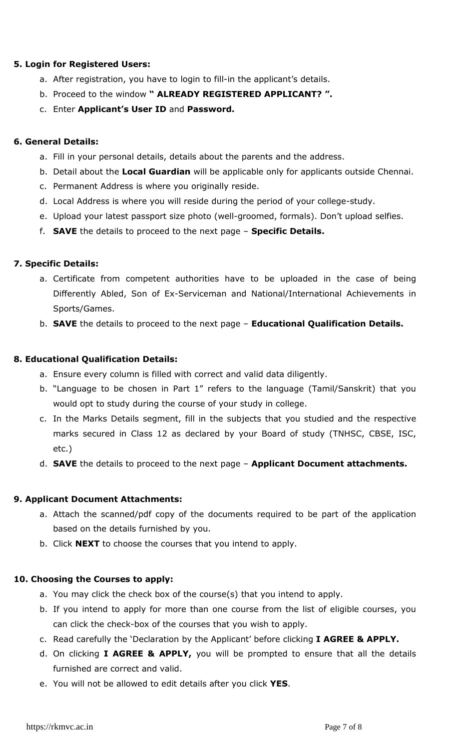**5. Login for Registered Users:**

a. After registration, you have to login to fill-in the applicant's details.
b. Proceed to the window **" ALREADY REGISTERED APPLICANT? ".**
c. Enter **Applicant's User ID** and **Password.**

**6. General Details:**

a. Fill in your personal details, details about the parents and the address.
b. Detail about the **Local Guardian** will be applicable only for applicants outside Chennai.
c. Permanent Address is where you originally reside.
d. Local Address is where you will reside during the period of your college-study.
e. Upload your latest passport size photo (well-groomed, formals). Don't upload selfies.
f. **SAVE** the details to proceed to the next page – **Specific Details.**

**7. Specific Details:**

a. Certificate from competent authorities have to be uploaded in the case of being Differently Abled, Son of Ex-Serviceman and National/International Achievements in Sports/Games.
b. **SAVE** the details to proceed to the next page – **Educational Qualification Details.**

**8. Educational Qualification Details:**

a. Ensure every column is filled with correct and valid data diligently.
b. "Language to be chosen in Part 1" refers to the language (Tamil/Sanskrit) that you would opt to study during the course of your study in college.
c. In the Marks Details segment, fill in the subjects that you studied and the respective marks secured in Class 12 as declared by your Board of study (TNHSC, CBSE, ISC, etc.)
d. **SAVE** the details to proceed to the next page – **Applicant Document attachments.**

**9. Applicant Document Attachments:**

a. Attach the scanned/pdf copy of the documents required to be part of the application based on the details furnished by you.
b. Click **NEXT** to choose the courses that you intend to apply.

**10. Choosing the Courses to apply:**

a. You may click the check box of the course(s) that you intend to apply.
b. If you intend to apply for more than one course from the list of eligible courses, you can click the check-box of the courses that you wish to apply.
c. Read carefully the 'Declaration by the Applicant' before clicking **I AGREE & APPLY.**
d. On clicking **I AGREE & APPLY,** you will be prompted to ensure that all the details furnished are correct and valid.
e. You will not be allowed to edit details after you click **YES**.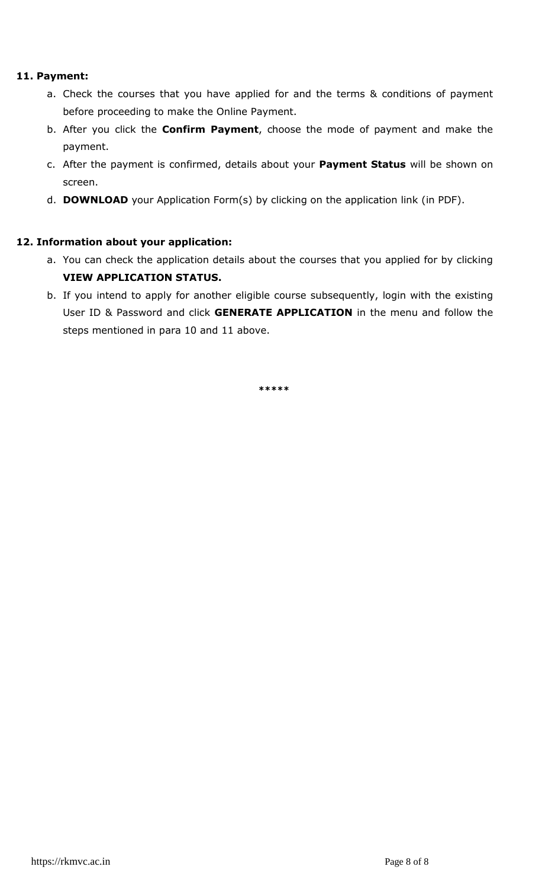**11. Payment:**

a. Check the courses that you have applied for and the terms & conditions of payment before proceeding to make the Online Payment.

b. After you click the **Confirm Payment**, choose the mode of payment and make the payment.

c. After the payment is confirmed, details about your **Payment Status** will be shown on screen.

d. **DOWNLOAD** your Application Form(s) by clicking on the application link (in PDF).

**12. Information about your application:**

a. You can check the application details about the courses that you applied for by clicking **VIEW APPLICATION STATUS.**

b. If you intend to apply for another eligible course subsequently, login with the existing User ID & Password and click **GENERATE APPLICATION** in the menu and follow the steps mentioned in para 10 and 11 above.

*****